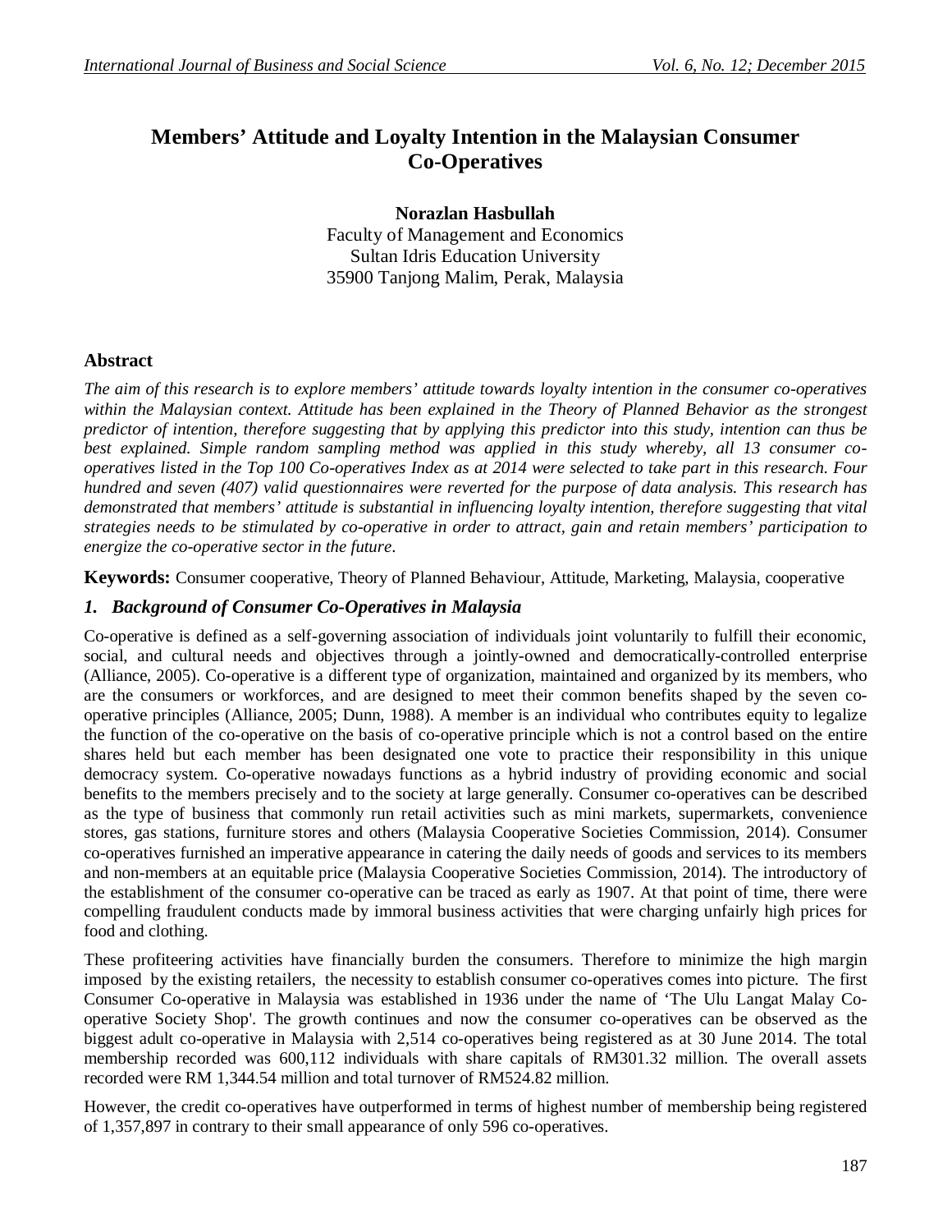# Members' Attitude and Loyalty Intention in the Malaysian Consumer Co-Operatives

**Norazlan Hasbullah**
Faculty of Management and Economics
Sultan Idris Education University
35900 Tanjong Malim, Perak, Malaysia

## Abstract

*The aim of this research is to explore members' attitude towards loyalty intention in the consumer co-operatives within the Malaysian context. Attitude has been explained in the Theory of Planned Behavior as the strongest predictor of intention, therefore suggesting that by applying this predictor into this study, intention can thus be best explained. Simple random sampling method was applied in this study whereby, all 13 consumer co-operatives listed in the Top 100 Co-operatives Index as at 2014 were selected to take part in this research. Four hundred and seven (407) valid questionnaires were reverted for the purpose of data analysis. This research has demonstrated that members' attitude is substantial in influencing loyalty intention, therefore suggesting that vital strategies needs to be stimulated by co-operative in order to attract, gain and retain members' participation to energize the co-operative sector in the future.*

**Keywords:** Consumer cooperative, Theory of Planned Behaviour, Attitude, Marketing, Malaysia, cooperative

## *1. Background of Consumer Co-Operatives in Malaysia*

Co-operative is defined as a self-governing association of individuals joint voluntarily to fulfill their economic, social, and cultural needs and objectives through a jointly-owned and democratically-controlled enterprise (Alliance, 2005). Co-operative is a different type of organization, maintained and organized by its members, who are the consumers or workforces, and are designed to meet their common benefits shaped by the seven co-operative principles (Alliance, 2005; Dunn, 1988). A member is an individual who contributes equity to legalize the function of the co-operative on the basis of co-operative principle which is not a control based on the entire shares held but each member has been designated one vote to practice their responsibility in this unique democracy system. Co-operative nowadays functions as a hybrid industry of providing economic and social benefits to the members precisely and to the society at large generally. Consumer co-operatives can be described as the type of business that commonly run retail activities such as mini markets, supermarkets, convenience stores, gas stations, furniture stores and others (Malaysia Cooperative Societies Commission, 2014). Consumer co-operatives furnished an imperative appearance in catering the daily needs of goods and services to its members and non-members at an equitable price (Malaysia Cooperative Societies Commission, 2014). The introductory of the establishment of the consumer co-operative can be traced as early as 1907. At that point of time, there were compelling fraudulent conducts made by immoral business activities that were charging unfairly high prices for food and clothing.

These profiteering activities have financially burden the consumers. Therefore to minimize the high margin imposed by the existing retailers, the necessity to establish consumer co-operatives comes into picture. The first Consumer Co-operative in Malaysia was established in 1936 under the name of 'The Ulu Langat Malay Co-operative Society Shop'. The growth continues and now the consumer co-operatives can be observed as the biggest adult co-operative in Malaysia with 2,514 co-operatives being registered as at 30 June 2014. The total membership recorded was 600,112 individuals with share capitals of RM301.32 million. The overall assets recorded were RM 1,344.54 million and total turnover of RM524.82 million.

However, the credit co-operatives have outperformed in terms of highest number of membership being registered of 1,357,897 in contrary to their small appearance of only 596 co-operatives.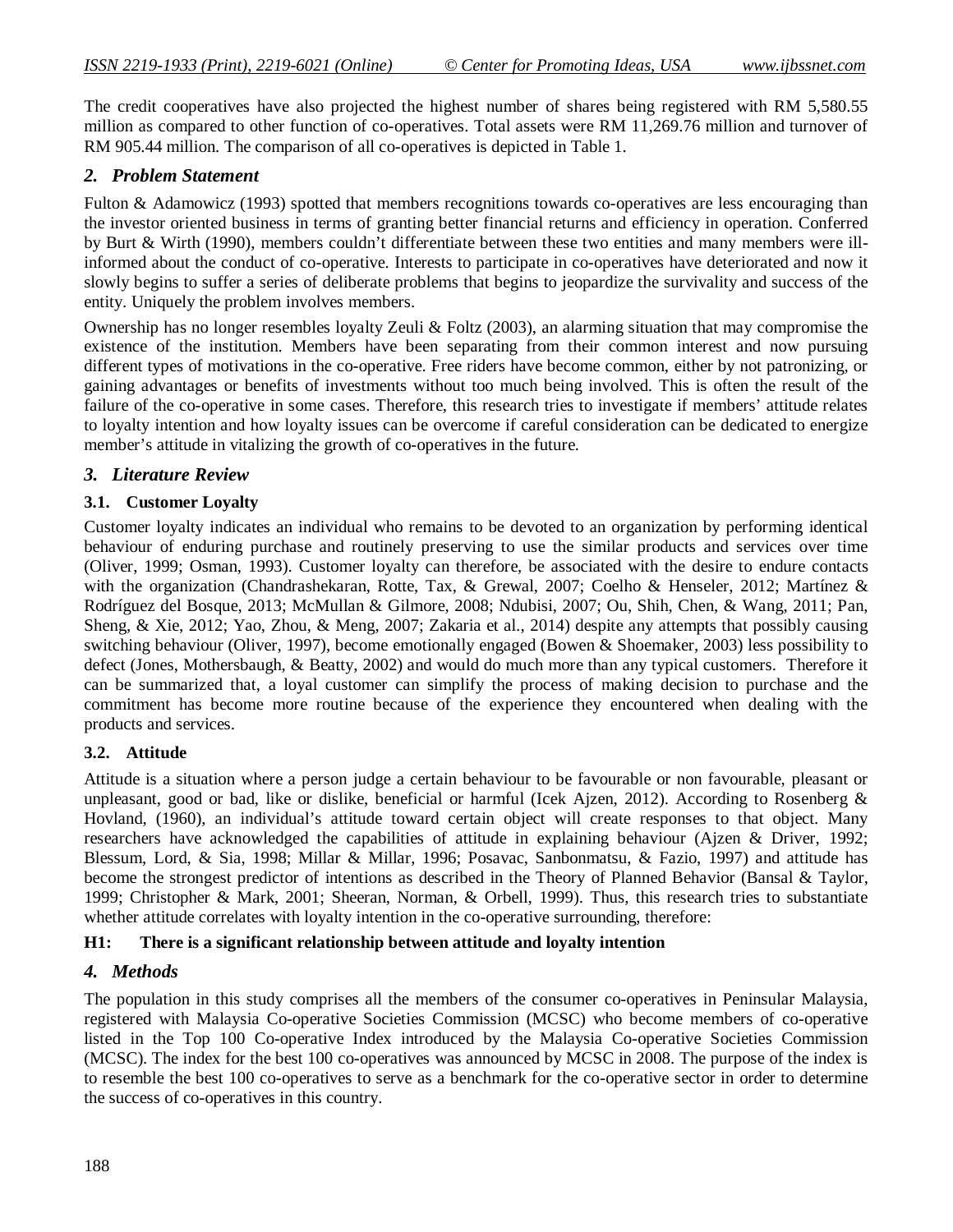The credit cooperatives have also projected the highest number of shares being registered with RM 5,580.55 million as compared to other function of co-operatives. Total assets were RM 11,269.76 million and turnover of RM 905.44 million. The comparison of all co-operatives is depicted in Table 1.

## *2. Problem Statement*

Fulton & Adamowicz (1993) spotted that members recognitions towards co-operatives are less encouraging than the investor oriented business in terms of granting better financial returns and efficiency in operation. Conferred by Burt & Wirth (1990), members couldn't differentiate between these two entities and many members were ill-informed about the conduct of co-operative. Interests to participate in co-operatives have deteriorated and now it slowly begins to suffer a series of deliberate problems that begins to jeopardize the survivality and success of the entity. Uniquely the problem involves members.

Ownership has no longer resembles loyalty Zeuli & Foltz (2003), an alarming situation that may compromise the existence of the institution. Members have been separating from their common interest and now pursuing different types of motivations in the co-operative. Free riders have become common, either by not patronizing, or gaining advantages or benefits of investments without too much being involved. This is often the result of the failure of the co-operative in some cases. Therefore, this research tries to investigate if members' attitude relates to loyalty intention and how loyalty issues can be overcome if careful consideration can be dedicated to energize member's attitude in vitalizing the growth of co-operatives in the future.

## *3. Literature Review*

### 3.1. Customer Loyalty

Customer loyalty indicates an individual who remains to be devoted to an organization by performing identical behaviour of enduring purchase and routinely preserving to use the similar products and services over time (Oliver, 1999; Osman, 1993). Customer loyalty can therefore, be associated with the desire to endure contacts with the organization (Chandrashekaran, Rotte, Tax, & Grewal, 2007; Coelho & Henseler, 2012; Martínez & Rodríguez del Bosque, 2013; McMullan & Gilmore, 2008; Ndubisi, 2007; Ou, Shih, Chen, & Wang, 2011; Pan, Sheng, & Xie, 2012; Yao, Zhou, & Meng, 2007; Zakaria et al., 2014) despite any attempts that possibly causing switching behaviour (Oliver, 1997), become emotionally engaged (Bowen & Shoemaker, 2003) less possibility to defect (Jones, Mothersbaugh, & Beatty, 2002) and would do much more than any typical customers. Therefore it can be summarized that, a loyal customer can simplify the process of making decision to purchase and the commitment has become more routine because of the experience they encountered when dealing with the products and services.

### 3.2. Attitude

Attitude is a situation where a person judge a certain behaviour to be favourable or non favourable, pleasant or unpleasant, good or bad, like or dislike, beneficial or harmful (Icek Ajzen, 2012). According to Rosenberg & Hovland, (1960), an individual's attitude toward certain object will create responses to that object. Many researchers have acknowledged the capabilities of attitude in explaining behaviour (Ajzen & Driver, 1992; Blessum, Lord, & Sia, 1998; Millar & Millar, 1996; Posavac, Sanbonmatsu, & Fazio, 1997) and attitude has become the strongest predictor of intentions as described in the Theory of Planned Behavior (Bansal & Taylor, 1999; Christopher & Mark, 2001; Sheeran, Norman, & Orbell, 1999). Thus, this research tries to substantiate whether attitude correlates with loyalty intention in the co-operative surrounding, therefore:

**H1: There is a significant relationship between attitude and loyalty intention**

## *4. Methods*

The population in this study comprises all the members of the consumer co-operatives in Peninsular Malaysia, registered with Malaysia Co-operative Societies Commission (MCSC) who become members of co-operative listed in the Top 100 Co-operative Index introduced by the Malaysia Co-operative Societies Commission (MCSC). The index for the best 100 co-operatives was announced by MCSC in 2008. The purpose of the index is to resemble the best 100 co-operatives to serve as a benchmark for the co-operative sector in order to determine the success of co-operatives in this country.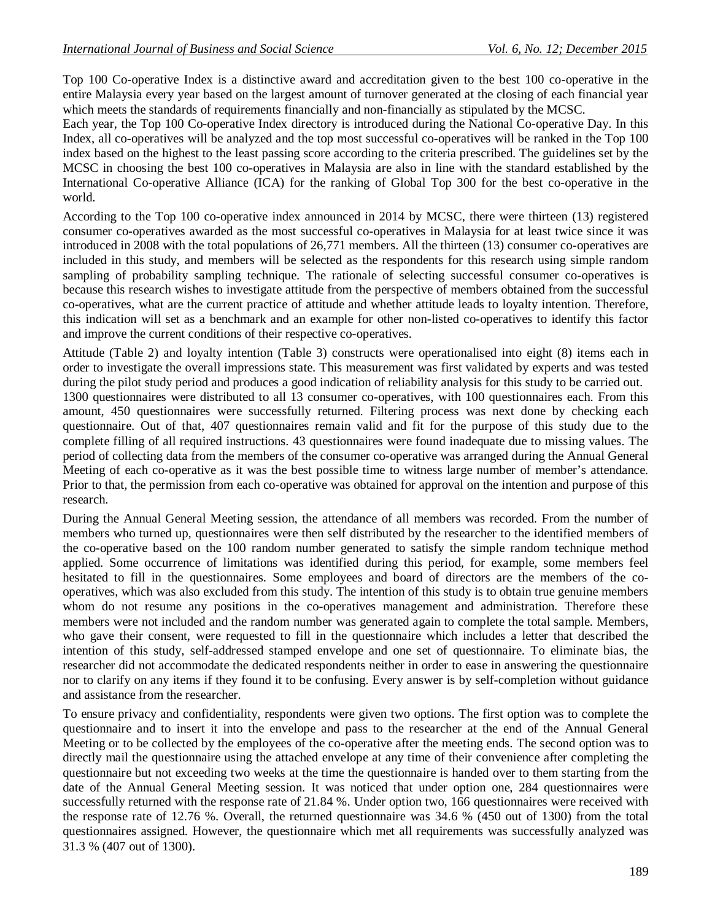Top 100 Co-operative Index is a distinctive award and accreditation given to the best 100 co-operative in the entire Malaysia every year based on the largest amount of turnover generated at the closing of each financial year which meets the standards of requirements financially and non-financially as stipulated by the MCSC.

Each year, the Top 100 Co-operative Index directory is introduced during the National Co-operative Day. In this Index, all co-operatives will be analyzed and the top most successful co-operatives will be ranked in the Top 100 index based on the highest to the least passing score according to the criteria prescribed. The guidelines set by the MCSC in choosing the best 100 co-operatives in Malaysia are also in line with the standard established by the International Co-operative Alliance (ICA) for the ranking of Global Top 300 for the best co-operative in the world.

According to the Top 100 co-operative index announced in 2014 by MCSC, there were thirteen (13) registered consumer co-operatives awarded as the most successful co-operatives in Malaysia for at least twice since it was introduced in 2008 with the total populations of 26,771 members. All the thirteen (13) consumer co-operatives are included in this study, and members will be selected as the respondents for this research using simple random sampling of probability sampling technique. The rationale of selecting successful consumer co-operatives is because this research wishes to investigate attitude from the perspective of members obtained from the successful co-operatives, what are the current practice of attitude and whether attitude leads to loyalty intention. Therefore, this indication will set as a benchmark and an example for other non-listed co-operatives to identify this factor and improve the current conditions of their respective co-operatives.

Attitude (Table 2) and loyalty intention (Table 3) constructs were operationalised into eight (8) items each in order to investigate the overall impressions state. This measurement was first validated by experts and was tested during the pilot study period and produces a good indication of reliability analysis for this study to be carried out.

1300 questionnaires were distributed to all 13 consumer co-operatives, with 100 questionnaires each. From this amount, 450 questionnaires were successfully returned. Filtering process was next done by checking each questionnaire. Out of that, 407 questionnaires remain valid and fit for the purpose of this study due to the complete filling of all required instructions. 43 questionnaires were found inadequate due to missing values. The period of collecting data from the members of the consumer co-operative was arranged during the Annual General Meeting of each co-operative as it was the best possible time to witness large number of member's attendance. Prior to that, the permission from each co-operative was obtained for approval on the intention and purpose of this research.

During the Annual General Meeting session, the attendance of all members was recorded. From the number of members who turned up, questionnaires were then self distributed by the researcher to the identified members of the co-operative based on the 100 random number generated to satisfy the simple random technique method applied. Some occurrence of limitations was identified during this period, for example, some members feel hesitated to fill in the questionnaires. Some employees and board of directors are the members of the co-operatives, which was also excluded from this study. The intention of this study is to obtain true genuine members whom do not resume any positions in the co-operatives management and administration. Therefore these members were not included and the random number was generated again to complete the total sample. Members, who gave their consent, were requested to fill in the questionnaire which includes a letter that described the intention of this study, self-addressed stamped envelope and one set of questionnaire. To eliminate bias, the researcher did not accommodate the dedicated respondents neither in order to ease in answering the questionnaire nor to clarify on any items if they found it to be confusing. Every answer is by self-completion without guidance and assistance from the researcher.

To ensure privacy and confidentiality, respondents were given two options. The first option was to complete the questionnaire and to insert it into the envelope and pass to the researcher at the end of the Annual General Meeting or to be collected by the employees of the co-operative after the meeting ends. The second option was to directly mail the questionnaire using the attached envelope at any time of their convenience after completing the questionnaire but not exceeding two weeks at the time the questionnaire is handed over to them starting from the date of the Annual General Meeting session. It was noticed that under option one, 284 questionnaires were successfully returned with the response rate of 21.84 %. Under option two, 166 questionnaires were received with the response rate of 12.76 %. Overall, the returned questionnaire was 34.6 % (450 out of 1300) from the total questionnaires assigned. However, the questionnaire which met all requirements was successfully analyzed was 31.3 % (407 out of 1300).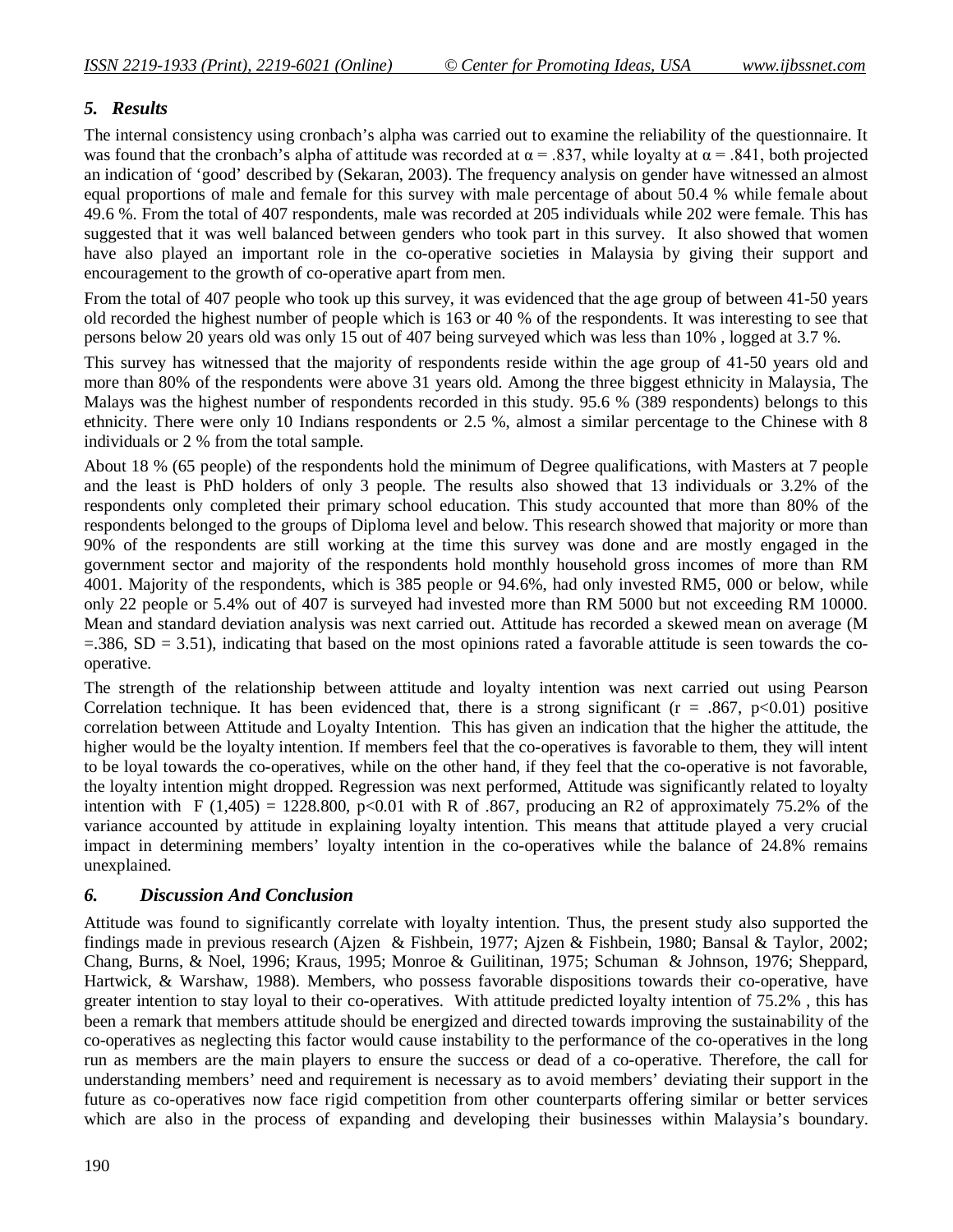## *5. Results*

The internal consistency using cronbach's alpha was carried out to examine the reliability of the questionnaire. It was found that the cronbach's alpha of attitude was recorded at $\alpha = .837$, while loyalty at $\alpha = .841$, both projected an indication of 'good' described by (Sekaran, 2003). The frequency analysis on gender have witnessed an almost equal proportions of male and female for this survey with male percentage of about 50.4 % while female about 49.6 %. From the total of 407 respondents, male was recorded at 205 individuals while 202 were female. This has suggested that it was well balanced between genders who took part in this survey. It also showed that women have also played an important role in the co-operative societies in Malaysia by giving their support and encouragement to the growth of co-operative apart from men.

From the total of 407 people who took up this survey, it was evidenced that the age group of between 41-50 years old recorded the highest number of people which is 163 or 40 % of the respondents. It was interesting to see that persons below 20 years old was only 15 out of 407 being surveyed which was less than 10% , logged at 3.7 %.

This survey has witnessed that the majority of respondents reside within the age group of 41-50 years old and more than 80% of the respondents were above 31 years old. Among the three biggest ethnicity in Malaysia, The Malays was the highest number of respondents recorded in this study. 95.6 % (389 respondents) belongs to this ethnicity. There were only 10 Indians respondents or 2.5 %, almost a similar percentage to the Chinese with 8 individuals or 2 % from the total sample.

About 18 % (65 people) of the respondents hold the minimum of Degree qualifications, with Masters at 7 people and the least is PhD holders of only 3 people. The results also showed that 13 individuals or 3.2% of the respondents only completed their primary school education. This study accounted that more than 80% of the respondents belonged to the groups of Diploma level and below. This research showed that majority or more than 90% of the respondents are still working at the time this survey was done and are mostly engaged in the government sector and majority of the respondents hold monthly household gross incomes of more than RM 4001. Majority of the respondents, which is 385 people or 94.6%, had only invested RM5, 000 or below, while only 22 people or 5.4% out of 407 is surveyed had invested more than RM 5000 but not exceeding RM 10000. Mean and standard deviation analysis was next carried out. Attitude has recorded a skewed mean on average ($M = .386$, $SD = 3.51$), indicating that based on the most opinions rated a favorable attitude is seen towards the co-operative.

The strength of the relationship between attitude and loyalty intention was next carried out using Pearson Correlation technique. It has been evidenced that, there is a strong significant ($r = .867$, $p<0.01$) positive correlation between Attitude and Loyalty Intention. This has given an indication that the higher the attitude, the higher would be the loyalty intention. If members feel that the co-operatives is favorable to them, they will intent to be loyal towards the co-operatives, while on the other hand, if they feel that the co-operative is not favorable, the loyalty intention might dropped. Regression was next performed, Attitude was significantly related to loyalty intention with $F(1,405) = 1228.800$, $p<0.01$ with R of .867, producing an R2 of approximately 75.2% of the variance accounted by attitude in explaining loyalty intention. This means that attitude played a very crucial impact in determining members' loyalty intention in the co-operatives while the balance of 24.8% remains unexplained.

## *6. Discussion And Conclusion*

Attitude was found to significantly correlate with loyalty intention. Thus, the present study also supported the findings made in previous research (Ajzen & Fishbein, 1977; Ajzen & Fishbein, 1980; Bansal & Taylor, 2002; Chang, Burns, & Noel, 1996; Kraus, 1995; Monroe & Guilitinan, 1975; Schuman & Johnson, 1976; Sheppard, Hartwick, & Warshaw, 1988). Members, who possess favorable dispositions towards their co-operative, have greater intention to stay loyal to their co-operatives. With attitude predicted loyalty intention of 75.2% , this has been a remark that members attitude should be energized and directed towards improving the sustainability of the co-operatives as neglecting this factor would cause instability to the performance of the co-operatives in the long run as members are the main players to ensure the success or dead of a co-operative. Therefore, the call for understanding members' need and requirement is necessary as to avoid members' deviating their support in the future as co-operatives now face rigid competition from other counterparts offering similar or better services which are also in the process of expanding and developing their businesses within Malaysia's boundary.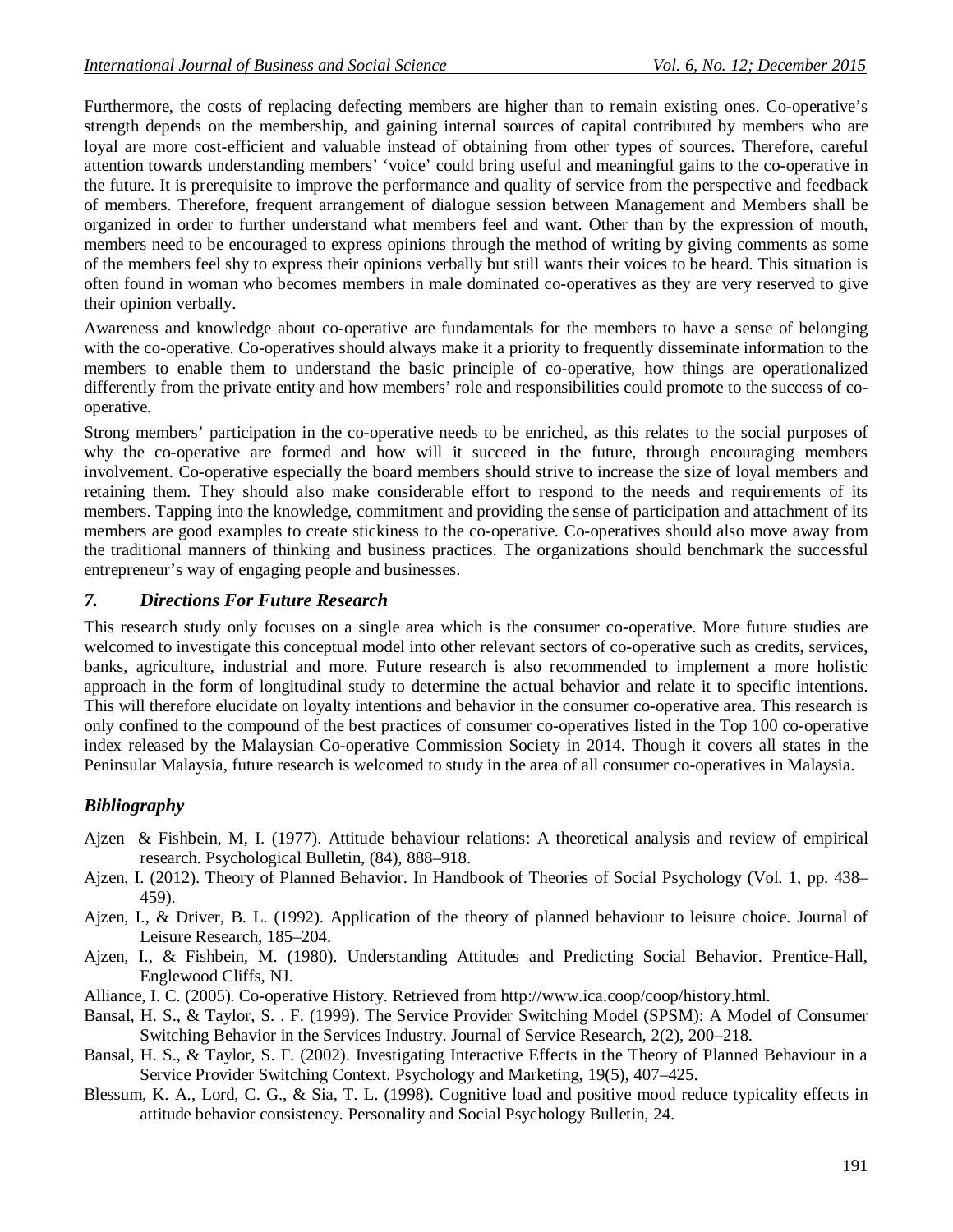Furthermore, the costs of replacing defecting members are higher than to remain existing ones. Co-operative's strength depends on the membership, and gaining internal sources of capital contributed by members who are loyal are more cost-efficient and valuable instead of obtaining from other types of sources. Therefore, careful attention towards understanding members' 'voice' could bring useful and meaningful gains to the co-operative in the future. It is prerequisite to improve the performance and quality of service from the perspective and feedback of members. Therefore, frequent arrangement of dialogue session between Management and Members shall be organized in order to further understand what members feel and want. Other than by the expression of mouth, members need to be encouraged to express opinions through the method of writing by giving comments as some of the members feel shy to express their opinions verbally but still wants their voices to be heard. This situation is often found in woman who becomes members in male dominated co-operatives as they are very reserved to give their opinion verbally.

Awareness and knowledge about co-operative are fundamentals for the members to have a sense of belonging with the co-operative. Co-operatives should always make it a priority to frequently disseminate information to the members to enable them to understand the basic principle of co-operative, how things are operationalized differently from the private entity and how members' role and responsibilities could promote to the success of co-operative.

Strong members' participation in the co-operative needs to be enriched, as this relates to the social purposes of why the co-operative are formed and how will it succeed in the future, through encouraging members involvement. Co-operative especially the board members should strive to increase the size of loyal members and retaining them. They should also make considerable effort to respond to the needs and requirements of its members. Tapping into the knowledge, commitment and providing the sense of participation and attachment of its members are good examples to create stickiness to the co-operative. Co-operatives should also move away from the traditional manners of thinking and business practices. The organizations should benchmark the successful entrepreneur's way of engaging people and businesses.

## *7. Directions For Future Research*

This research study only focuses on a single area which is the consumer co-operative. More future studies are welcomed to investigate this conceptual model into other relevant sectors of co-operative such as credits, services, banks, agriculture, industrial and more. Future research is also recommended to implement a more holistic approach in the form of longitudinal study to determine the actual behavior and relate it to specific intentions. This will therefore elucidate on loyalty intentions and behavior in the consumer co-operative area. This research is only confined to the compound of the best practices of consumer co-operatives listed in the Top 100 co-operative index released by the Malaysian Co-operative Commission Society in 2014. Though it covers all states in the Peninsular Malaysia, future research is welcomed to study in the area of all consumer co-operatives in Malaysia.

## *Bibliography*

Ajzen & Fishbein, M, I. (1977). Attitude behaviour relations: A theoretical analysis and review of empirical research. Psychological Bulletin, (84), 888–918.

Ajzen, I. (2012). Theory of Planned Behavior. In Handbook of Theories of Social Psychology (Vol. 1, pp. 438–459).

Ajzen, I., & Driver, B. L. (1992). Application of the theory of planned behaviour to leisure choice. Journal of Leisure Research, 185–204.

Ajzen, I., & Fishbein, M. (1980). Understanding Attitudes and Predicting Social Behavior. Prentice-Hall, Englewood Cliffs, NJ.

Alliance, I. C. (2005). Co-operative History. Retrieved from http://www.ica.coop/coop/history.html.

Bansal, H. S., & Taylor, S. . F. (1999). The Service Provider Switching Model (SPSM): A Model of Consumer Switching Behavior in the Services Industry. Journal of Service Research, 2(2), 200–218.

Bansal, H. S., & Taylor, S. F. (2002). Investigating Interactive Effects in the Theory of Planned Behaviour in a Service Provider Switching Context. Psychology and Marketing, 19(5), 407–425.

Blessum, K. A., Lord, C. G., & Sia, T. L. (1998). Cognitive load and positive mood reduce typicality effects in attitude behavior consistency. Personality and Social Psychology Bulletin, 24.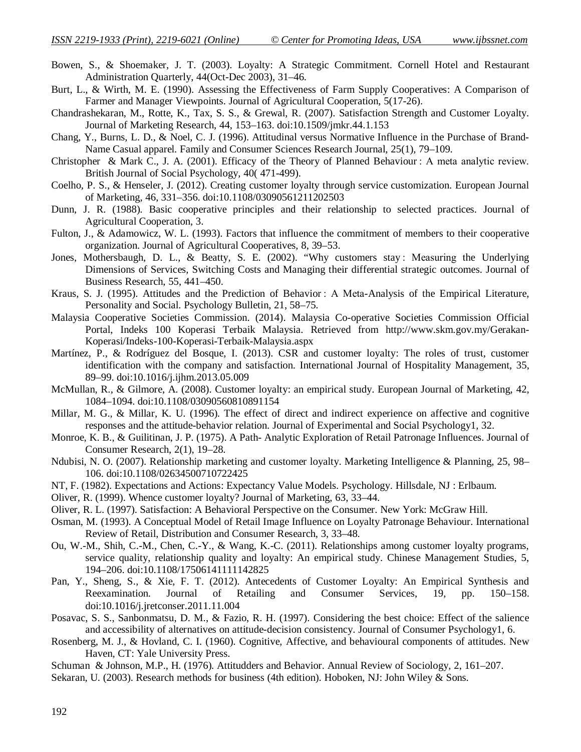Bowen, S., & Shoemaker, J. T. (2003). Loyalty: A Strategic Commitment. Cornell Hotel and Restaurant Administration Quarterly, 44(Oct-Dec 2003), 31–46.

Burt, L., & Wirth, M. E. (1990). Assessing the Effectiveness of Farm Supply Cooperatives: A Comparison of Farmer and Manager Viewpoints. Journal of Agricultural Cooperation, 5(17-26).

Chandrashekaran, M., Rotte, K., Tax, S. S., & Grewal, R. (2007). Satisfaction Strength and Customer Loyalty. Journal of Marketing Research, 44, 153–163. doi:10.1509/jmkr.44.1.153

Chang, Y., Burns, L. D., & Noel, C. J. (1996). Attitudinal versus Normative Influence in the Purchase of Brand-Name Casual apparel. Family and Consumer Sciences Research Journal, 25(1), 79–109.

Christopher & Mark C., J. A. (2001). Efficacy of the Theory of Planned Behaviour : A meta analytic review. British Journal of Social Psychology, 40( 471-499).

Coelho, P. S., & Henseler, J. (2012). Creating customer loyalty through service customization. European Journal of Marketing, 46, 331–356. doi:10.1108/03090561211202503

Dunn, J. R. (1988). Basic cooperative principles and their relationship to selected practices. Journal of Agricultural Cooperation, 3.

Fulton, J., & Adamowicz, W. L. (1993). Factors that influence the commitment of members to their cooperative organization. Journal of Agricultural Cooperatives, 8, 39–53.

Jones, Mothersbaugh, D. L., & Beatty, S. E. (2002). "Why customers stay : Measuring the Underlying Dimensions of Services, Switching Costs and Managing their differential strategic outcomes. Journal of Business Research, 55, 441–450.

Kraus, S. J. (1995). Attitudes and the Prediction of Behavior : A Meta-Analysis of the Empirical Literature, Personality and Social. Psychology Bulletin, 21, 58–75.

Malaysia Cooperative Societies Commission. (2014). Malaysia Co-operative Societies Commission Official Portal, Indeks 100 Koperasi Terbaik Malaysia. Retrieved from http://www.skm.gov.my/Gerakan-Koperasi/Indeks-100-Koperasi-Terbaik-Malaysia.aspx

Martínez, P., & Rodríguez del Bosque, I. (2013). CSR and customer loyalty: The roles of trust, customer identification with the company and satisfaction. International Journal of Hospitality Management, 35, 89–99. doi:10.1016/j.ijhm.2013.05.009

McMullan, R., & Gilmore, A. (2008). Customer loyalty: an empirical study. European Journal of Marketing, 42, 1084–1094. doi:10.1108/03090560810891154

Millar, M. G., & Millar, K. U. (1996). The effect of direct and indirect experience on affective and cognitive responses and the attitude-behavior relation. Journal of Experimental and Social Psychology1, 32.

Monroe, K. B., & Guilitinan, J. P. (1975). A Path- Analytic Exploration of Retail Patronage Influences. Journal of Consumer Research, 2(1), 19–28.

Ndubisi, N. O. (2007). Relationship marketing and customer loyalty. Marketing Intelligence & Planning, 25, 98–106. doi:10.1108/02634500710722425

NT, F. (1982). Expectations and Actions: Expectancy Value Models. Psychology. Hillsdale, NJ : Erlbaum.

Oliver, R. (1999). Whence customer loyalty? Journal of Marketing, 63, 33–44.

Oliver, R. L. (1997). Satisfaction: A Behavioral Perspective on the Consumer. New York: McGraw Hill.

Osman, M. (1993). A Conceptual Model of Retail Image Influence on Loyalty Patronage Behaviour. International Review of Retail, Distribution and Consumer Research, 3, 33–48.

Ou, W.-M., Shih, C.-M., Chen, C.-Y., & Wang, K.-C. (2011). Relationships among customer loyalty programs, service quality, relationship quality and loyalty: An empirical study. Chinese Management Studies, 5, 194–206. doi:10.1108/17506141111142825

Pan, Y., Sheng, S., & Xie, F. T. (2012). Antecedents of Customer Loyalty: An Empirical Synthesis and Reexamination. Journal of Retailing and Consumer Services, 19, pp. 150–158. doi:10.1016/j.jretconser.2011.11.004

Posavac, S. S., Sanbonmatsu, D. M., & Fazio, R. H. (1997). Considering the best choice: Effect of the salience and accessibility of alternatives on attitude-decision consistency. Journal of Consumer Psychology1, 6.

Rosenberg, M. J., & Hovland, C. I. (1960). Cognitive, Affective, and behavioural components of attitudes. New Haven, CT: Yale University Press.

Schuman & Johnson, M.P., H. (1976). Attitudders and Behavior. Annual Review of Sociology, 2, 161–207.

Sekaran, U. (2003). Research methods for business (4th edition). Hoboken, NJ: John Wiley & Sons.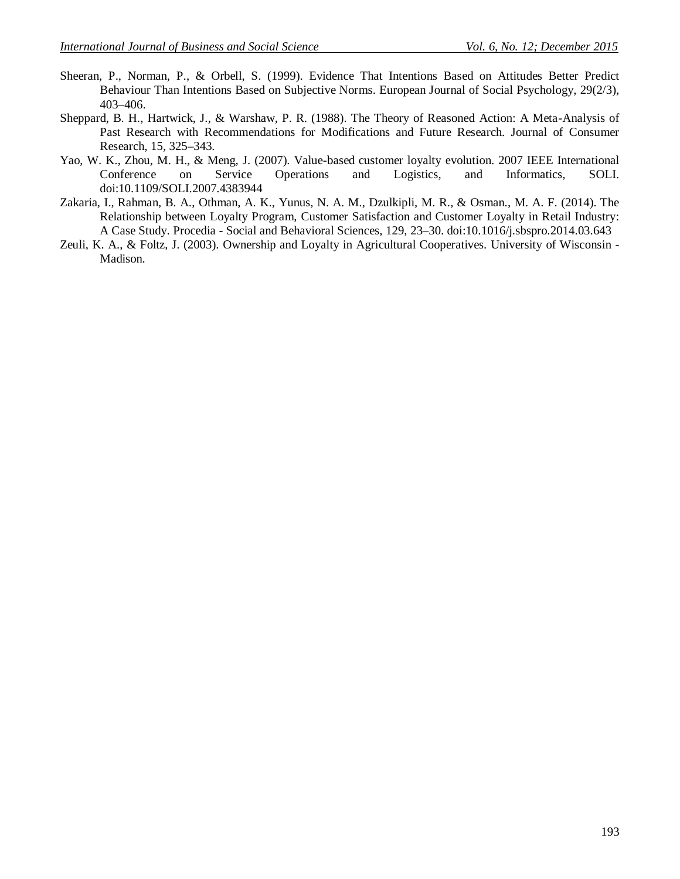Sheeran, P., Norman, P., & Orbell, S. (1999). Evidence That Intentions Based on Attitudes Better Predict Behaviour Than Intentions Based on Subjective Norms. European Journal of Social Psychology, 29(2/3), 403–406.

Sheppard, B. H., Hartwick, J., & Warshaw, P. R. (1988). The Theory of Reasoned Action: A Meta-Analysis of Past Research with Recommendations for Modifications and Future Research. Journal of Consumer Research, 15, 325–343.

Yao, W. K., Zhou, M. H., & Meng, J. (2007). Value-based customer loyalty evolution. 2007 IEEE International Conference on Service Operations and Logistics, and Informatics, SOLI. doi:10.1109/SOLI.2007.4383944

Zakaria, I., Rahman, B. A., Othman, A. K., Yunus, N. A. M., Dzulkipli, M. R., & Osman., M. A. F. (2014). The Relationship between Loyalty Program, Customer Satisfaction and Customer Loyalty in Retail Industry: A Case Study. Procedia - Social and Behavioral Sciences, 129, 23–30. doi:10.1016/j.sbspro.2014.03.643

Zeuli, K. A., & Foltz, J. (2003). Ownership and Loyalty in Agricultural Cooperatives. University of Wisconsin - Madison.